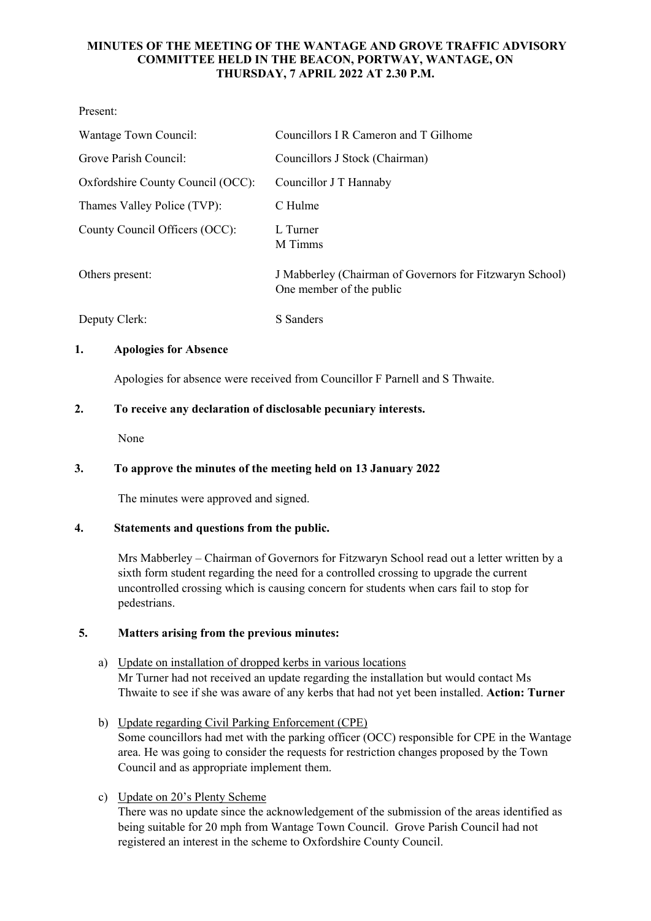# MINUTES OF THE MEETING OF THE WANTAGE AND GROVE TRAFFIC ADVISORY COMMITTEE HELD IN THE BEACON, PORTWAY, WANTAGE, ON THURSDAY, 7 APRIL 2022 AT 2.30 P.M.

Present:

| | |
|---|---|
| Wantage Town Council: | Councillors I R Cameron and T Gilhome |
| Grove Parish Council: | Councillors J Stock (Chairman) |
| Oxfordshire County Council (OCC): | Councillor J T Hannaby |
| Thames Valley Police (TVP): | C Hulme |
| County Council Officers (OCC): | L Turner<br>M Timms |
| Others present: | J Mabberley (Chairman of Governors for Fitzwaryn School)<br>One member of the public |
| Deputy Clerk: | S Sanders |

## 1. Apologies for Absence

Apologies for absence were received from Councillor F Parnell and S Thwaite.

## 2. To receive any declaration of disclosable pecuniary interests.

None

## 3. To approve the minutes of the meeting held on 13 January 2022

The minutes were approved and signed.

## 4. Statements and questions from the public.

Mrs Mabberley – Chairman of Governors for Fitzwaryn School read out a letter written by a sixth form student regarding the need for a controlled crossing to upgrade the current uncontrolled crossing which is causing concern for students when cars fail to stop for pedestrians.

## 5. Matters arising from the previous minutes:

a) Update on installation of dropped kerbs in various locations
Mr Turner had not received an update regarding the installation but would contact Ms Thwaite to see if she was aware of any kerbs that had not yet been installed. **Action: Turner**

b) Update regarding Civil Parking Enforcement (CPE)
Some councillors had met with the parking officer (OCC) responsible for CPE in the Wantage area. He was going to consider the requests for restriction changes proposed by the Town Council and as appropriate implement them.

c) Update on 20's Plenty Scheme
There was no update since the acknowledgement of the submission of the areas identified as being suitable for 20 mph from Wantage Town Council. Grove Parish Council had not registered an interest in the scheme to Oxfordshire County Council.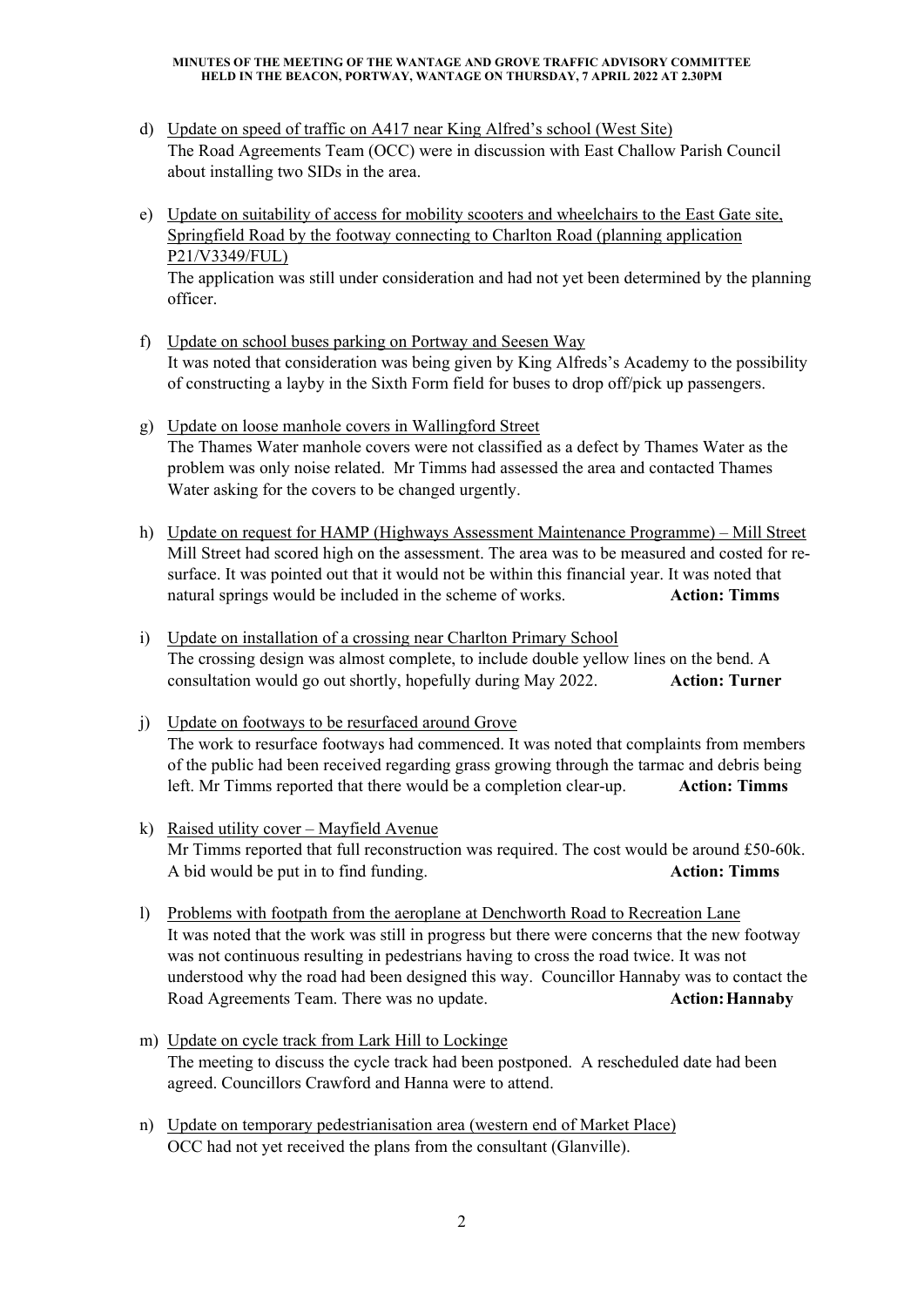d) Update on speed of traffic on A417 near King Alfred's school (West Site)
   The Road Agreements Team (OCC) were in discussion with East Challow Parish Council about installing two SIDs in the area.

e) Update on suitability of access for mobility scooters and wheelchairs to the East Gate site, Springfield Road by the footway connecting to Charlton Road (planning application P21/V3349/FUL)
   The application was still under consideration and had not yet been determined by the planning officer.

f) Update on school buses parking on Portway and Seesen Way
   It was noted that consideration was being given by King Alfreds's Academy to the possibility of constructing a layby in the Sixth Form field for buses to drop off/pick up passengers.

g) Update on loose manhole covers in Wallingford Street
   The Thames Water manhole covers were not classified as a defect by Thames Water as the problem was only noise related. Mr Timms had assessed the area and contacted Thames Water asking for the covers to be changed urgently.

h) Update on request for HAMP (Highways Assessment Maintenance Programme) – Mill Street
   Mill Street had scored high on the assessment. The area was to be measured and costed for re-surface. It was pointed out that it would not be within this financial year. It was noted that natural springs would be included in the scheme of works. **Action: Timms**

i) Update on installation of a crossing near Charlton Primary School
   The crossing design was almost complete, to include double yellow lines on the bend. A consultation would go out shortly, hopefully during May 2022. **Action: Turner**

j) Update on footways to be resurfaced around Grove
   The work to resurface footways had commenced. It was noted that complaints from members of the public had been received regarding grass growing through the tarmac and debris being left. Mr Timms reported that there would be a completion clear-up. **Action: Timms**

k) Raised utility cover – Mayfield Avenue
   Mr Timms reported that full reconstruction was required. The cost would be around £50-60k. A bid would be put in to find funding. **Action: Timms**

l) Problems with footpath from the aeroplane at Denchworth Road to Recreation Lane
   It was noted that the work was still in progress but there were concerns that the new footway was not continuous resulting in pedestrians having to cross the road twice. It was not understood why the road had been designed this way. Councillor Hannaby was to contact the Road Agreements Team. There was no update. **Action: Hannaby**

m) Update on cycle track from Lark Hill to Lockinge
   The meeting to discuss the cycle track had been postponed. A rescheduled date had been agreed. Councillors Crawford and Hanna were to attend.

n) Update on temporary pedestrianisation area (western end of Market Place)
   OCC had not yet received the plans from the consultant (Glanville).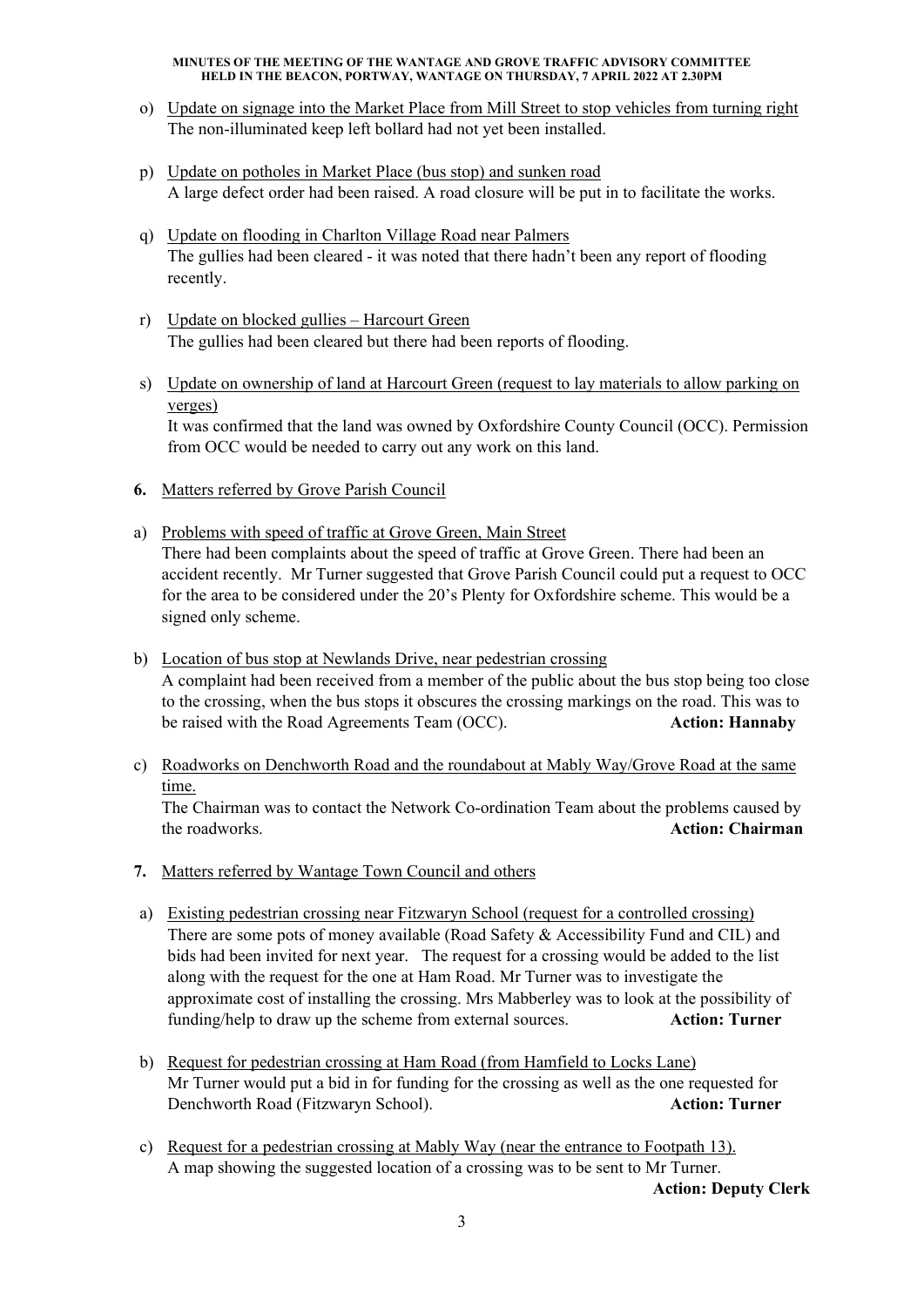o) Update on signage into the Market Place from Mill Street to stop vehicles from turning right
The non-illuminated keep left bollard had not yet been installed.

p) Update on potholes in Market Place (bus stop) and sunken road
A large defect order had been raised. A road closure will be put in to facilitate the works.

q) Update on flooding in Charlton Village Road near Palmers
The gullies had been cleared - it was noted that there hadn't been any report of flooding recently.

r) Update on blocked gullies – Harcourt Green
The gullies had been cleared but there had been reports of flooding.

s) Update on ownership of land at Harcourt Green (request to lay materials to allow parking on verges)
It was confirmed that the land was owned by Oxfordshire County Council (OCC). Permission from OCC would be needed to carry out any work on this land.

**6.** Matters referred by Grove Parish Council

a) Problems with speed of traffic at Grove Green, Main Street
There had been complaints about the speed of traffic at Grove Green. There had been an accident recently. Mr Turner suggested that Grove Parish Council could put a request to OCC for the area to be considered under the 20's Plenty for Oxfordshire scheme. This would be a signed only scheme.

b) Location of bus stop at Newlands Drive, near pedestrian crossing
A complaint had been received from a member of the public about the bus stop being too close to the crossing, when the bus stops it obscures the crossing markings on the road. This was to be raised with the Road Agreements Team (OCC). **Action: Hannaby**

c) Roadworks on Denchworth Road and the roundabout at Mably Way/Grove Road at the same time.
The Chairman was to contact the Network Co-ordination Team about the problems caused by the roadworks. **Action: Chairman**

**7.** Matters referred by Wantage Town Council and others

a) Existing pedestrian crossing near Fitzwaryn School (request for a controlled crossing)
There are some pots of money available (Road Safety & Accessibility Fund and CIL) and bids had been invited for next year. The request for a crossing would be added to the list along with the request for the one at Ham Road. Mr Turner was to investigate the approximate cost of installing the crossing. Mrs Mabberley was to look at the possibility of funding/help to draw up the scheme from external sources. **Action: Turner**

b) Request for pedestrian crossing at Ham Road (from Hamfield to Locks Lane)
Mr Turner would put a bid in for funding for the crossing as well as the one requested for Denchworth Road (Fitzwaryn School). **Action: Turner**

c) Request for a pedestrian crossing at Mably Way (near the entrance to Footpath 13).
A map showing the suggested location of a crossing was to be sent to Mr Turner.
**Action: Deputy Clerk**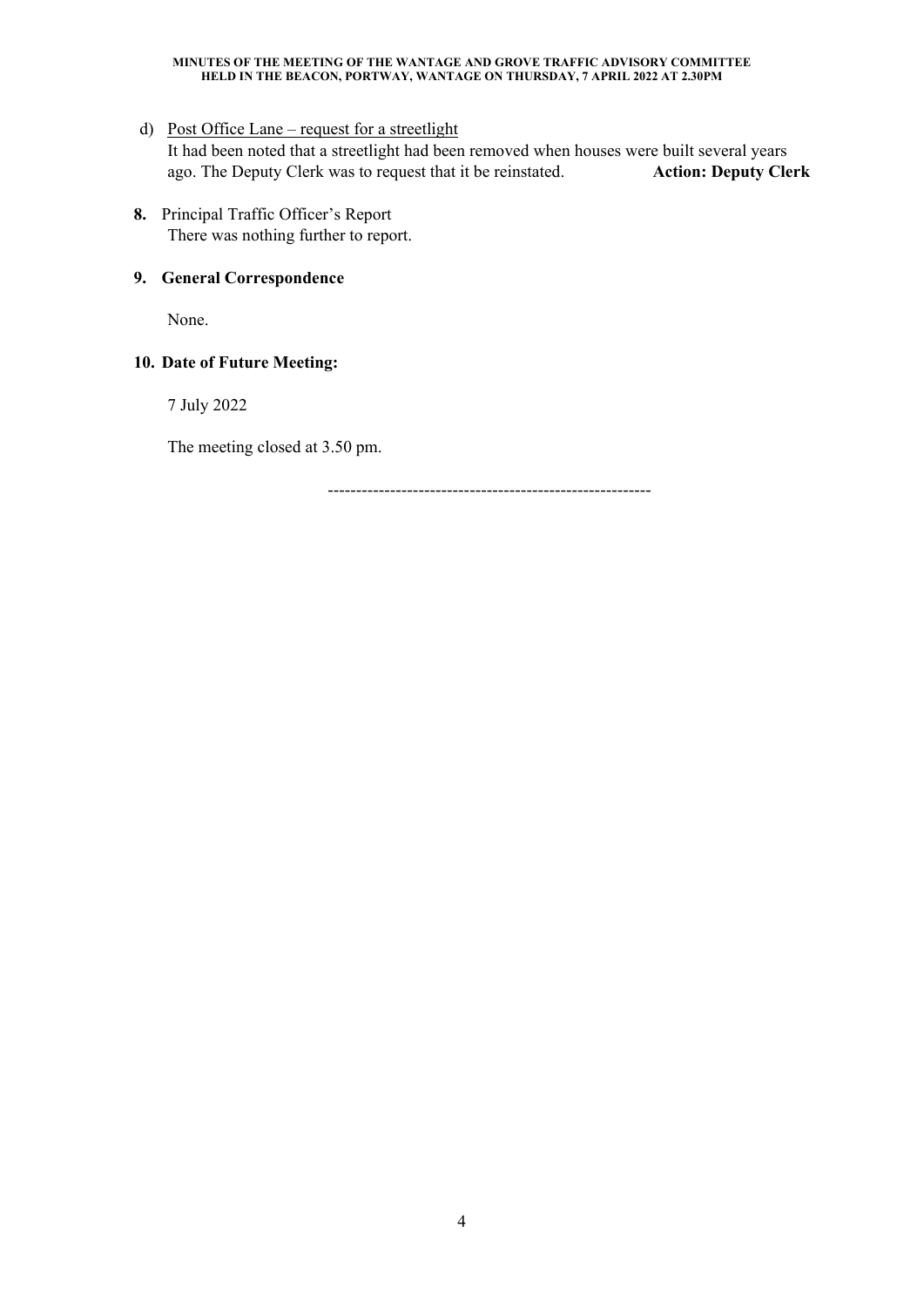d) <u>Post Office Lane – request for a streetlight</u>
   It had been noted that a streetlight had been removed when houses were built several years ago. The Deputy Clerk was to request that it be reinstated. **Action: Deputy Clerk**

**8.** Principal Traffic Officer's Report
   There was nothing further to report.

**9. General Correspondence**

None.

**10. Date of Future Meeting:**

7 July 2022

The meeting closed at 3.50 pm.

---